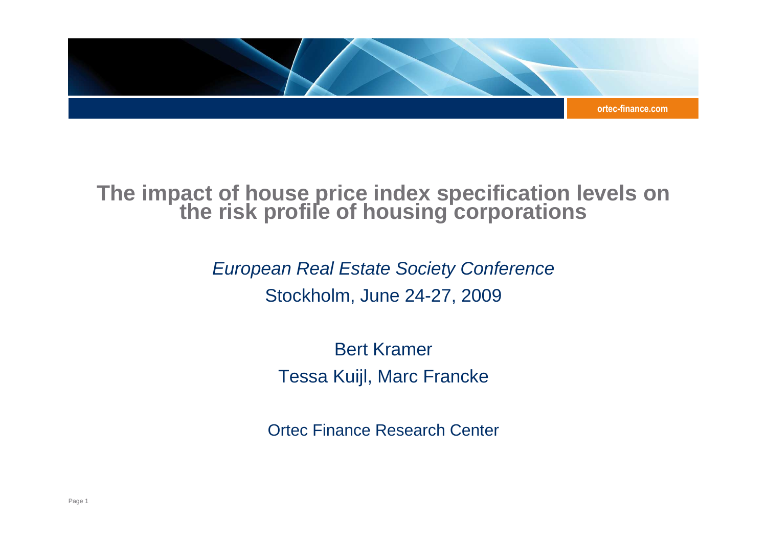# The impact of house price index specification levels on the risk profile of housing corporations

*European Real Estate Society Conference*

Stockholm, June 24-27, 2009

Bert Kramer

Tessa Kuijl, Marc Francke

Ortec Finance Research Center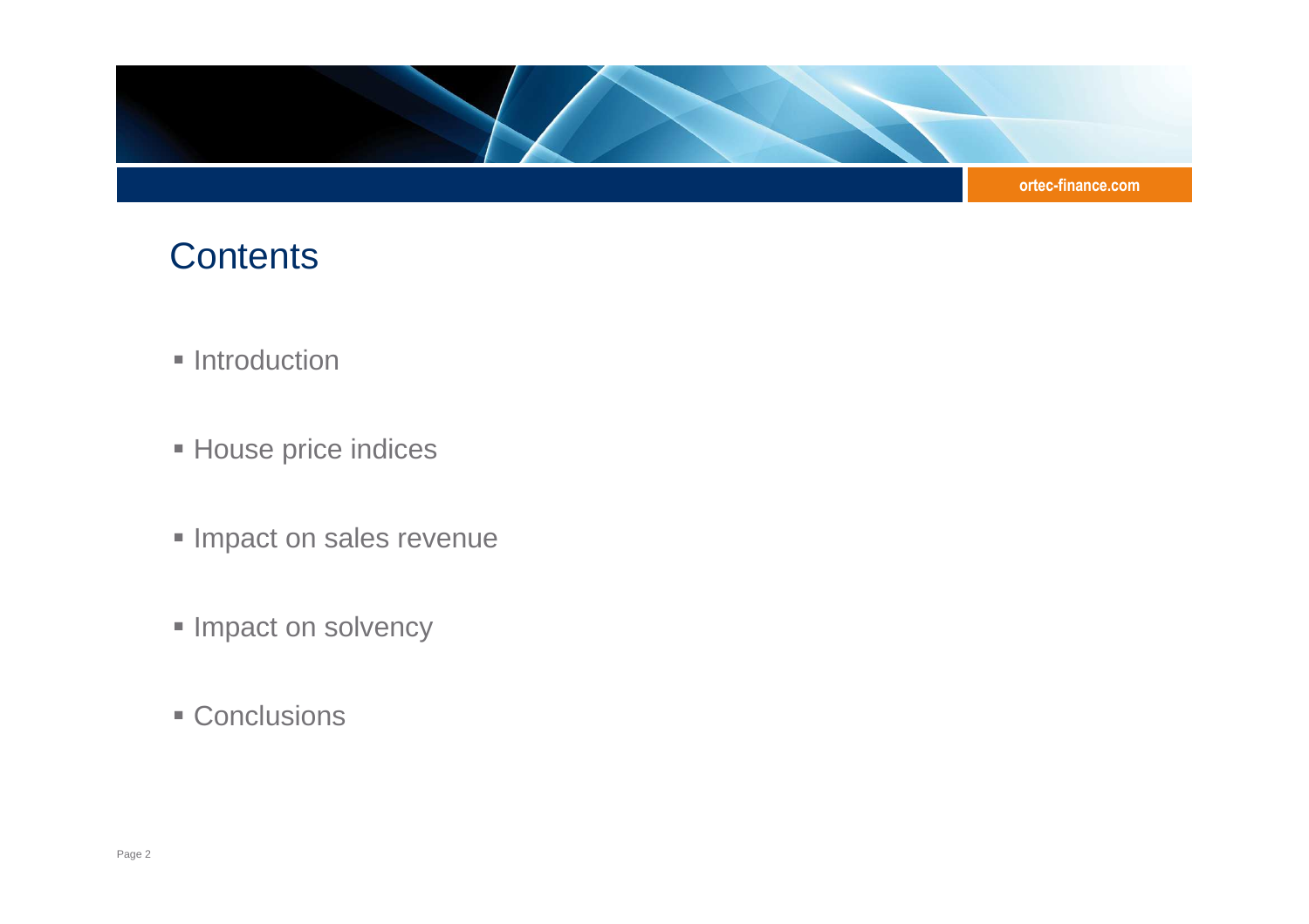# Contents

- Introduction
- House price indices
- Impact on sales revenue
- Impact on solvency
- Conclusions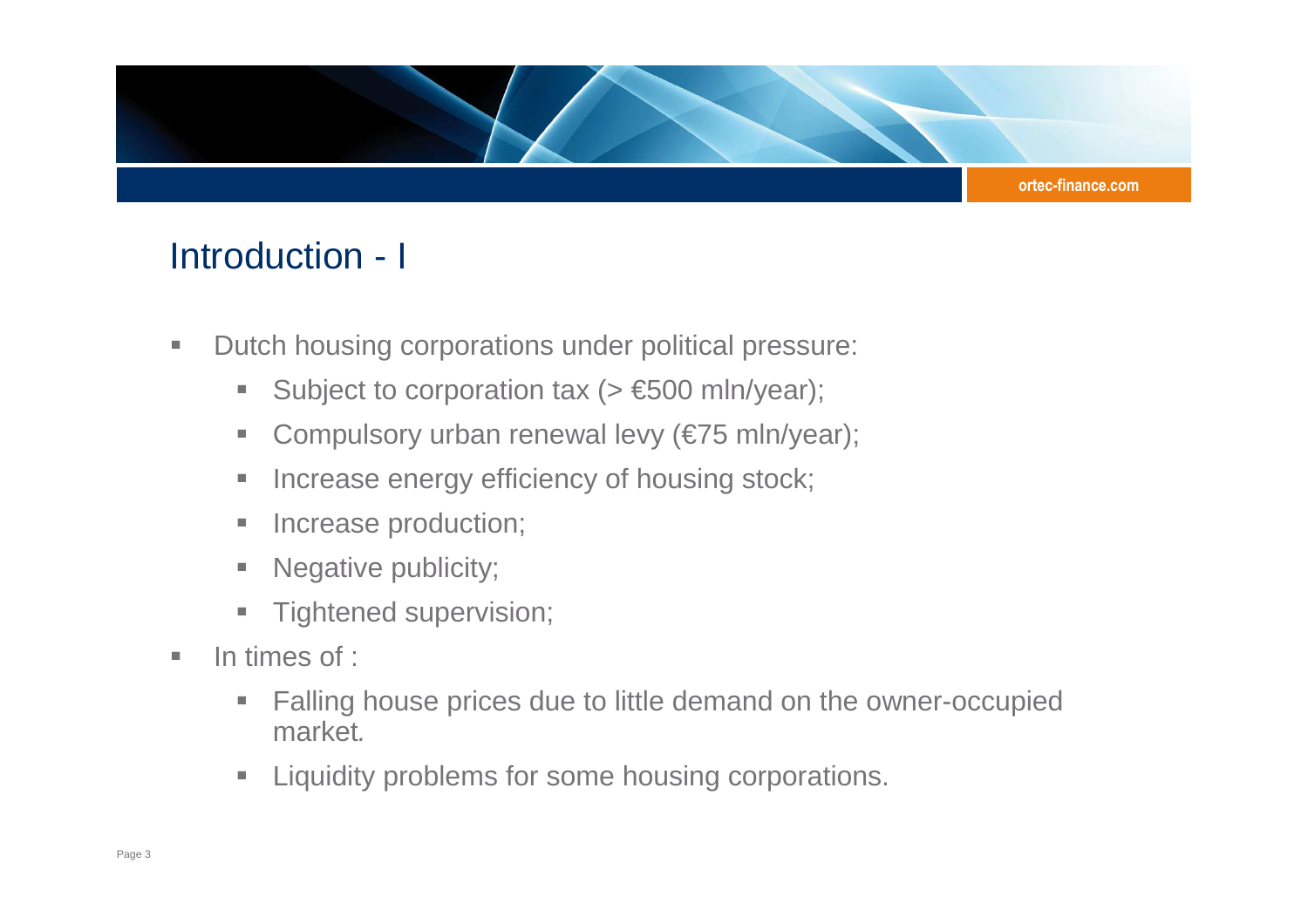# Introduction - I

- Dutch housing corporations under political pressure:
  - Subject to corporation tax (> €500 mln/year);
  - Compulsory urban renewal levy (€75 mln/year);
  - Increase energy efficiency of housing stock;
  - Increase production;
  - Negative publicity;
  - Tightened supervision;
- In times of :
  - Falling house prices due to little demand on the owner-occupied market.
  - Liquidity problems for some housing corporations.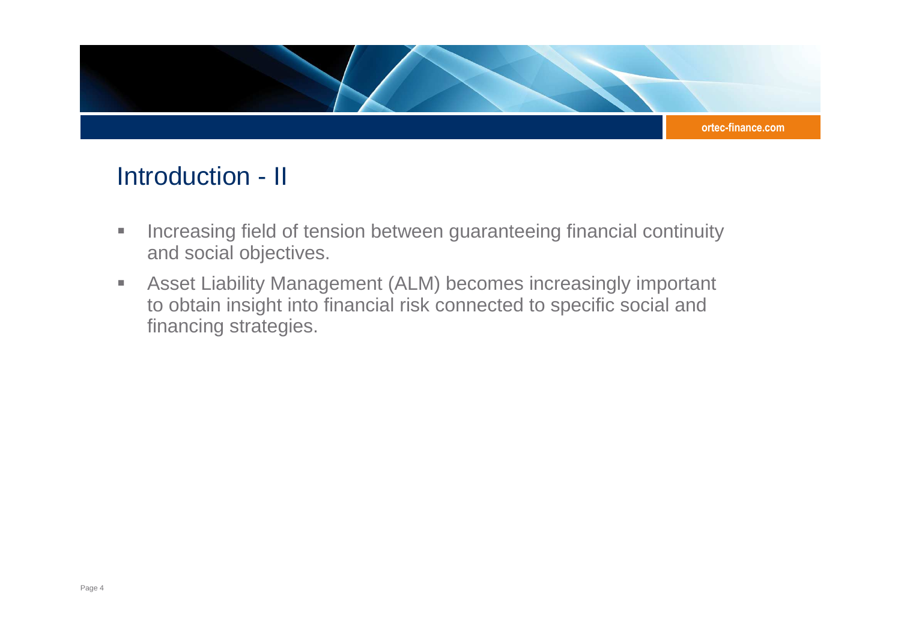# Introduction - II

- Increasing field of tension between guaranteeing financial continuity and social objectives.
- Asset Liability Management (ALM) becomes increasingly important to obtain insight into financial risk connected to specific social and financing strategies.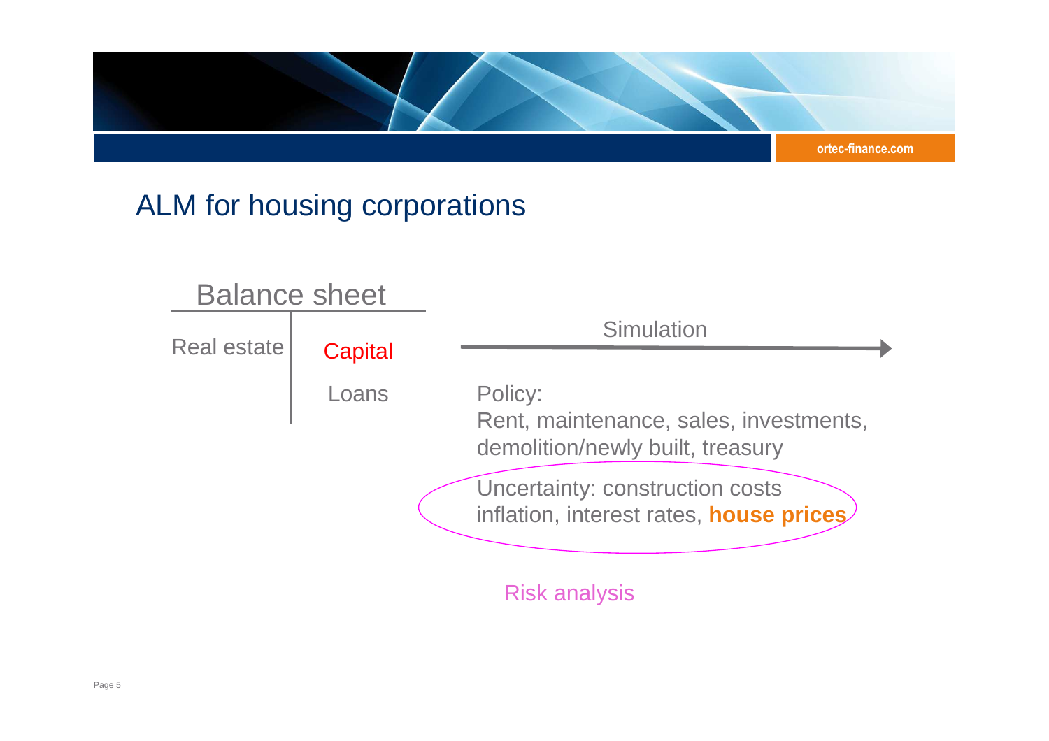# ALM for housing corporations

**Balance sheet**

| Real estate | Capital |
|---|---|
| | Loans |

Simulation →

Policy:
Rent, maintenance, sales, investments, demolition/newly built, treasury

Uncertainty: construction costs inflation, interest rates, **house prices**

Risk analysis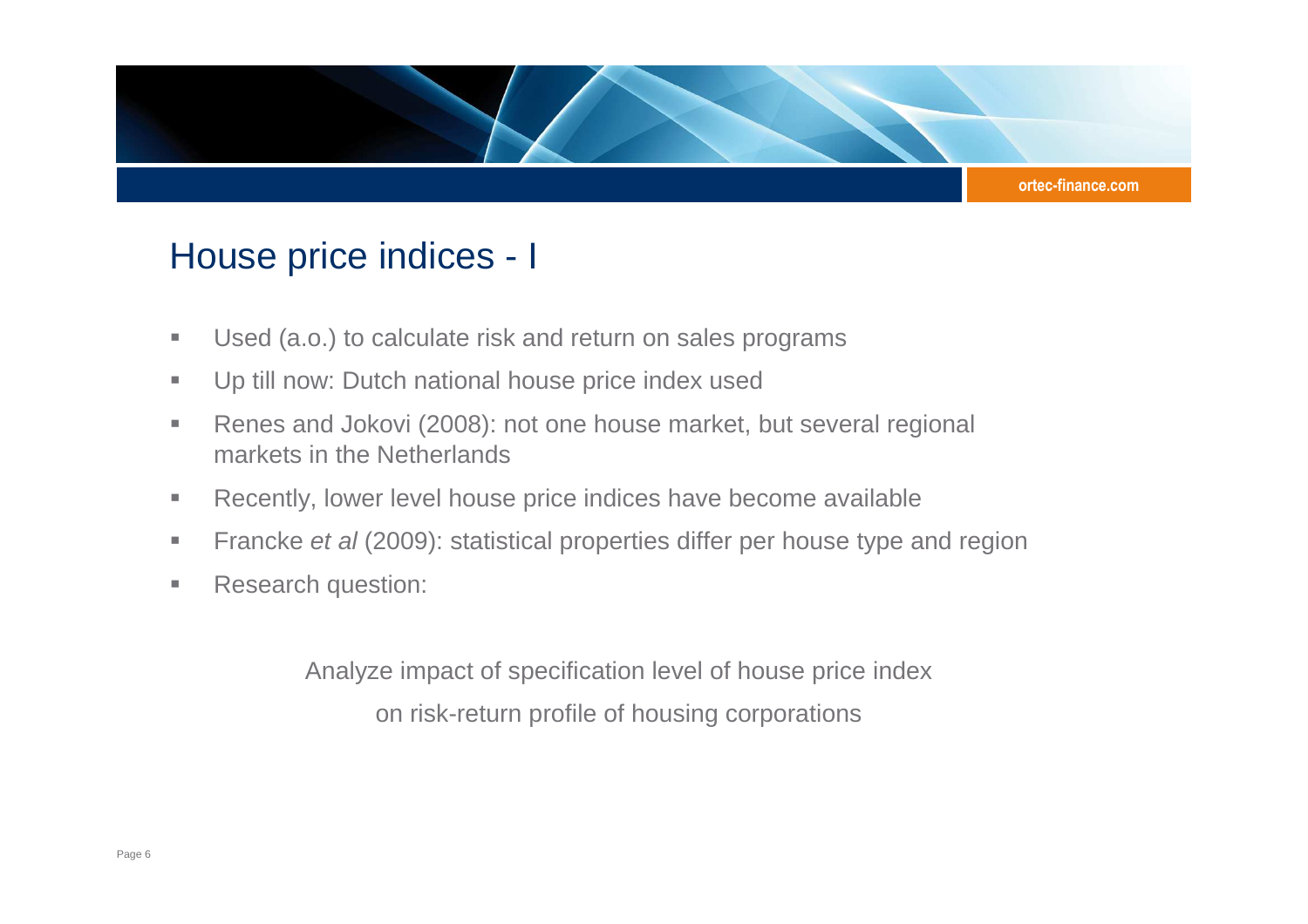# House price indices - I

- Used (a.o.) to calculate risk and return on sales programs
- Up till now: Dutch national house price index used
- Renes and Jokovi (2008): not one house market, but several regional markets in the Netherlands
- Recently, lower level house price indices have become available
- Francke *et al* (2009): statistical properties differ per house type and region
- Research question:

Analyze impact of specification level of house price index on risk-return profile of housing corporations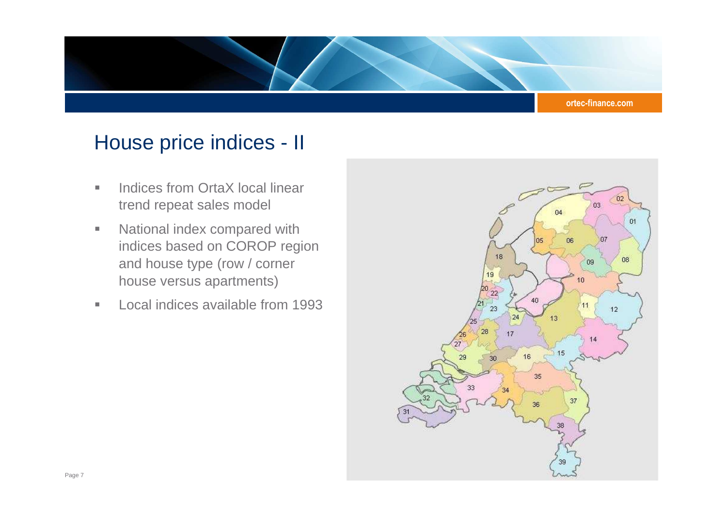# House price indices - II

- Indices from OrtaX local linear trend repeat sales model
- National index compared with indices based on COROP region and house type (row / corner house versus apartments)
- Local indices available from 1993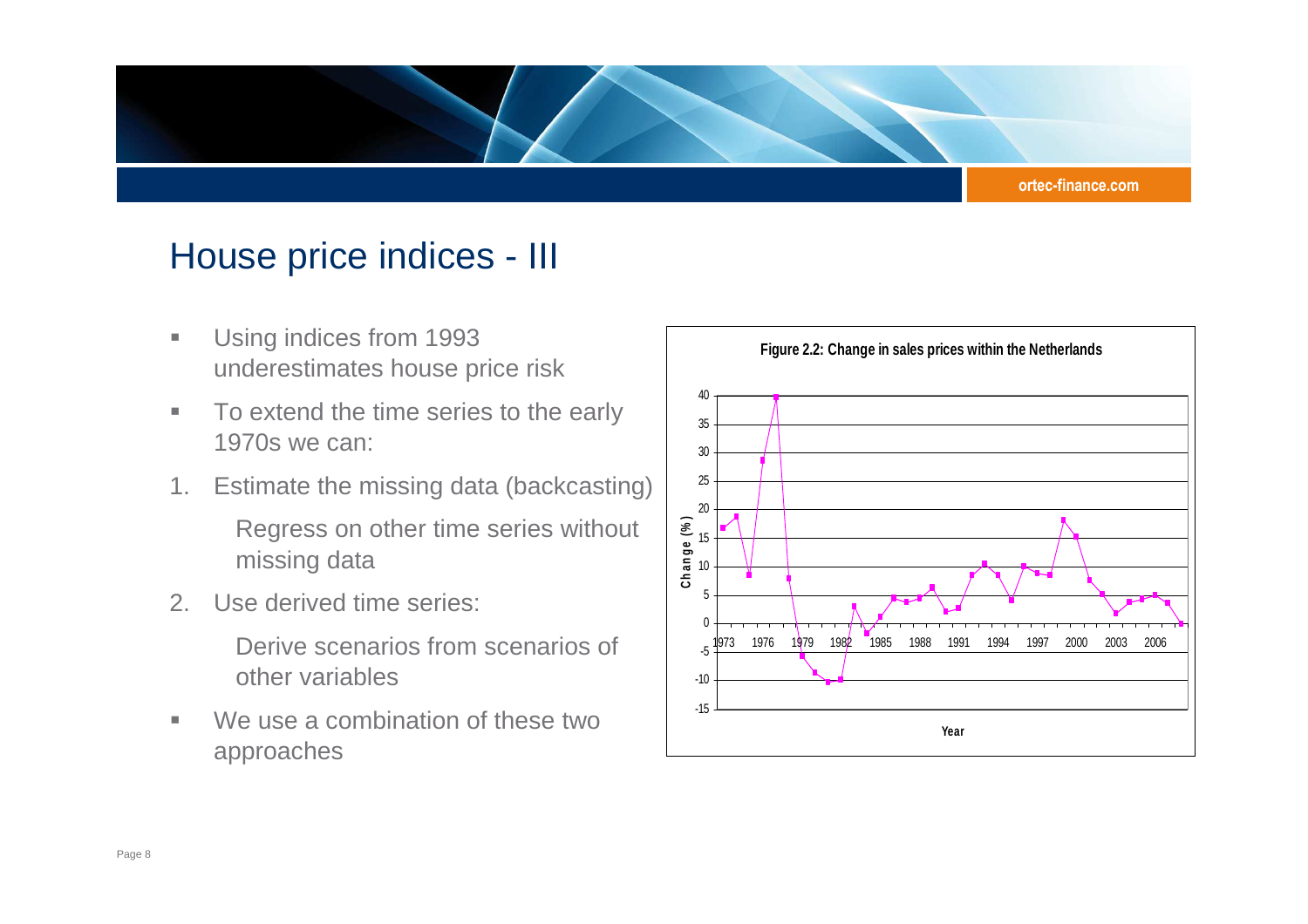# House price indices - III

- Using indices from 1993 underestimates house price risk
- To extend the time series to the early 1970s we can:

1. Estimate the missing data (backcasting)

   Regress on other time series without missing data

2. Use derived time series:

   Derive scenarios from scenarios of other variables

- We use a combination of these two approaches

**Figure 2.2: Change in sales prices within the Netherlands**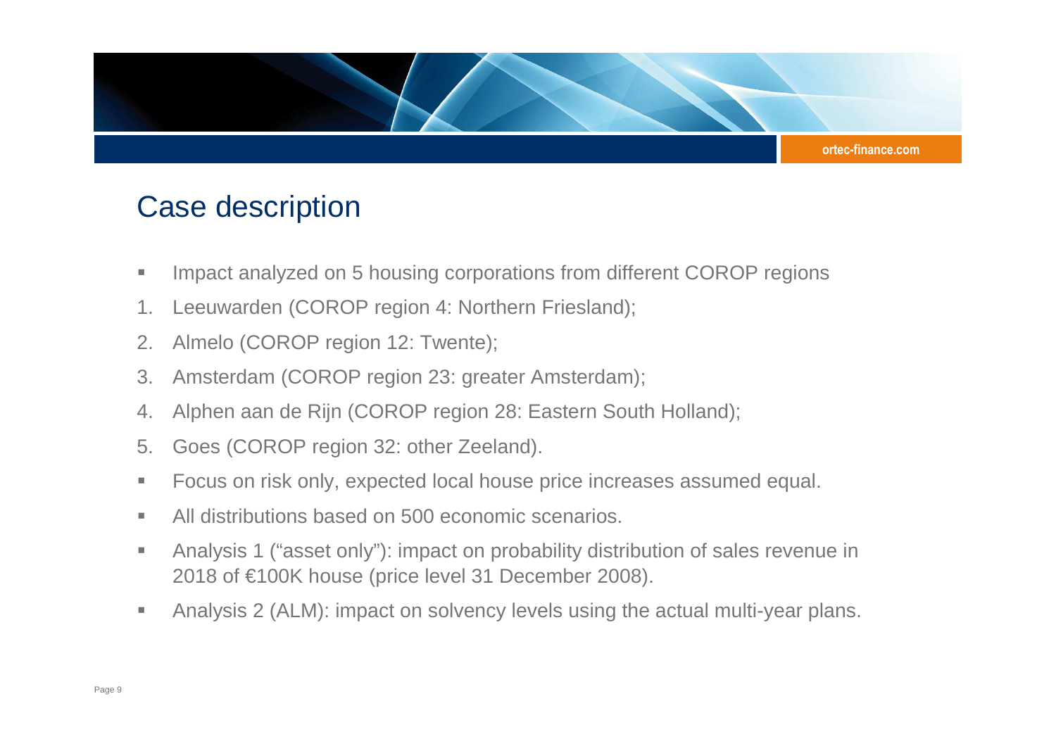# Case description

- Impact analyzed on 5 housing corporations from different COROP regions

1. Leeuwarden (COROP region 4: Northern Friesland);
2. Almelo (COROP region 12: Twente);
3. Amsterdam (COROP region 23: greater Amsterdam);
4. Alphen aan de Rijn (COROP region 28: Eastern South Holland);
5. Goes (COROP region 32: other Zeeland).

- Focus on risk only, expected local house price increases assumed equal.
- All distributions based on 500 economic scenarios.
- Analysis 1 ("asset only"): impact on probability distribution of sales revenue in 2018 of €100K house (price level 31 December 2008).
- Analysis 2 (ALM): impact on solvency levels using the actual multi-year plans.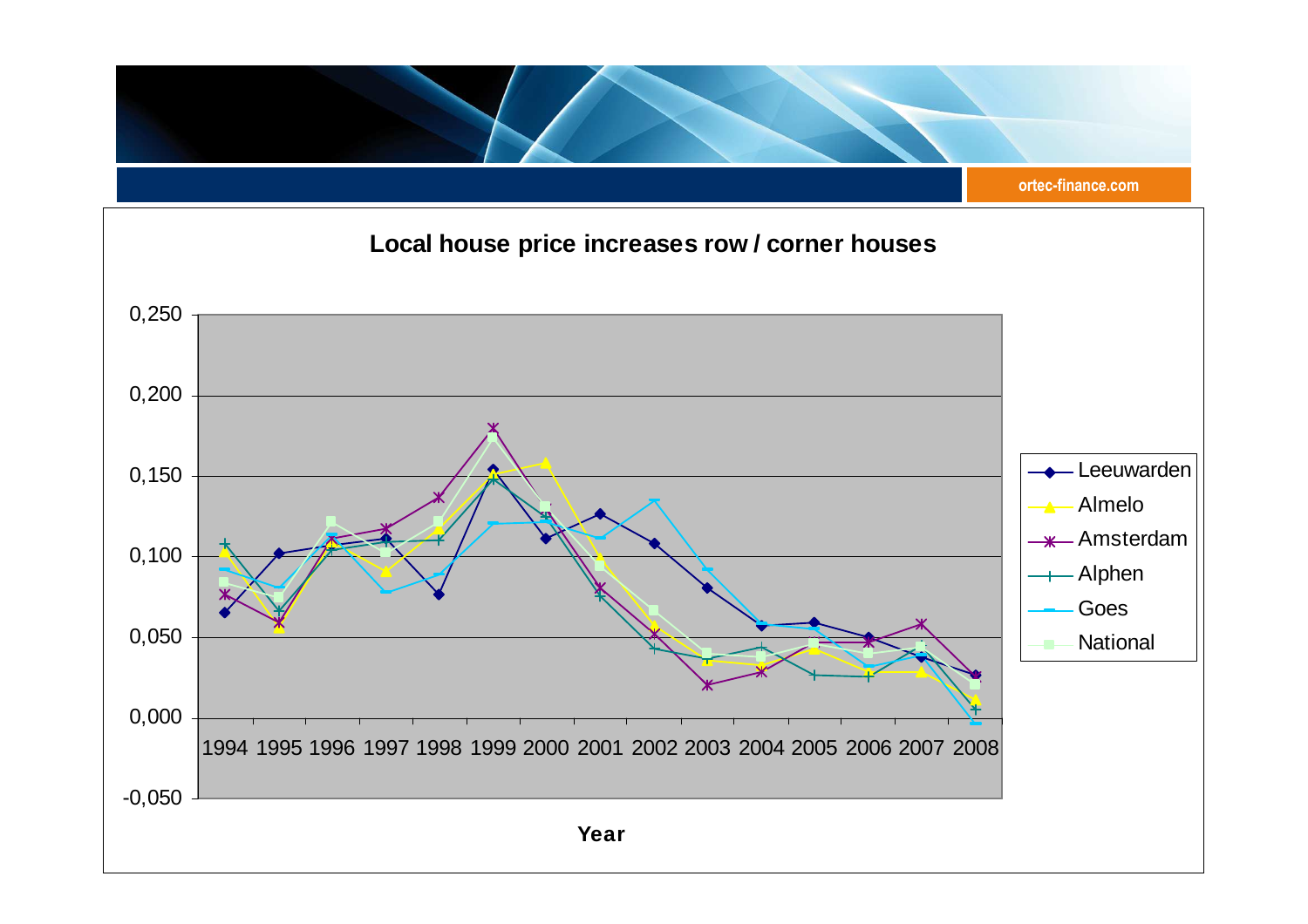ortec-finance.com

## Local house price increases row / corner houses

| Year | Leeuwarden | Almelo | Amsterdam | Alphen | Goes | National |
|---|---|---|---|---|---|---|
| 1994 | 0,065 | 0,103 | 0,076 | 0,108 | 0,091 | 0,084 |
| 1995 | 0,102 | 0,056 | 0,058 | 0,066 | 0,080 | 0,074 |
| 1996 | 0,107 | 0,107 | 0,111 | 0,104 | 0,113 | 0,122 |
| 1997 | 0,111 | 0,090 | 0,117 | 0,109 | 0,078 | 0,102 |
| 1998 | 0,076 | 0,117 | 0,137 | 0,110 | 0,088 | 0,122 |
| 1999 | 0,154 | 0,151 | 0,180 | 0,148 | 0,120 | 0,174 |
| 2000 | 0,111 | 0,158 | 0,128 | 0,125 | 0,121 | 0,131 |
| 2001 | 0,127 | 0,100 | 0,080 | 0,075 | 0,111 | 0,094 |
| 2002 | 0,108 | 0,057 | 0,051 | 0,043 | 0,135 | 0,067 |
| 2003 | 0,080 | 0,035 | 0,020 | 0,037 | 0,091 | 0,040 |
| 2004 | 0,057 | 0,032 | 0,028 | 0,044 | 0,058 | 0,038 |
| 2005 | 0,059 | 0,042 | 0,047 | 0,026 | 0,055 | 0,046 |
| 2006 | 0,050 | 0,028 | 0,047 | 0,025 | 0,032 | 0,040 |
| 2007 | 0,037 | 0,028 | 0,058 | 0,044 | 0,039 | 0,044 |
| 2008 | 0,026 | 0,011 | 0,026 | 0,005 | -0,003 | 0,021 |

Year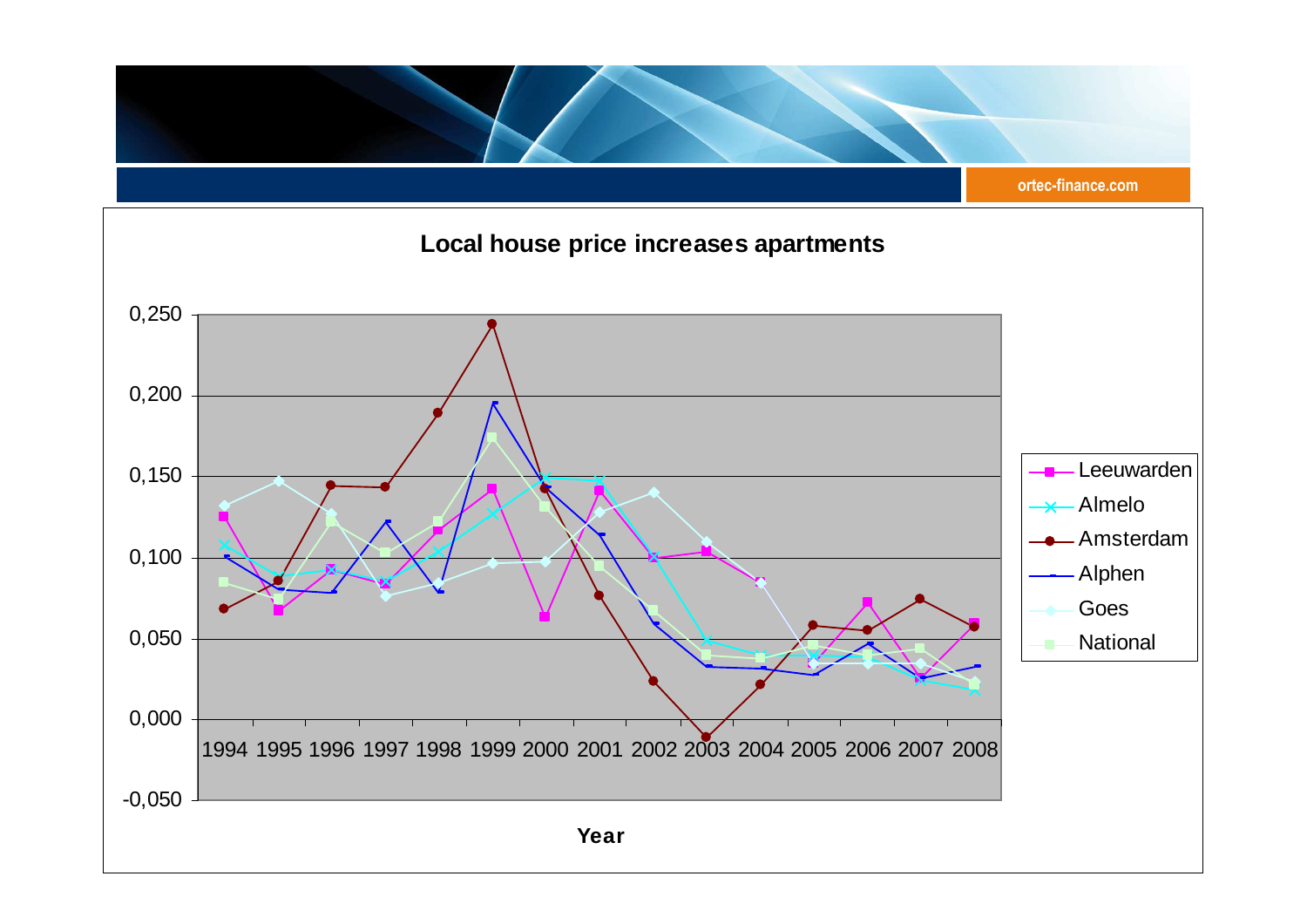## Local house price increases apartments

0,250
0,200
0,150
0,100
0,050
0,000
-0,050

1994 1995 1996 1997 1998 1999 2000 2001 2002 2003 2004 2005 2006 2007 2008

**Year**

- Leeuwarden
- Almelo
- Amsterdam
- Alphen
- Goes
- National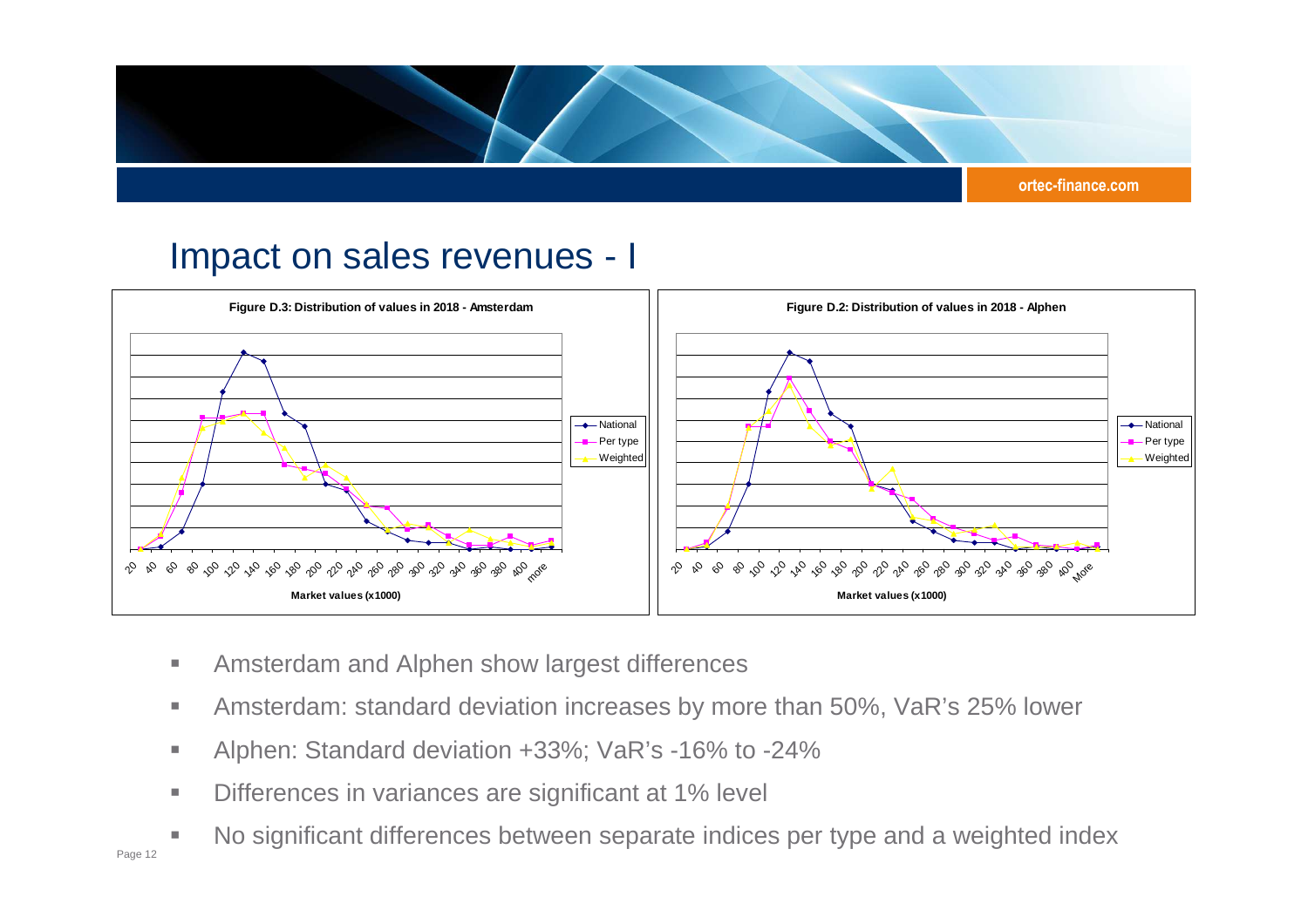# Impact on sales revenues - I

**Figure D.3: Distribution of values in 2018 - Amsterdam**

**Figure D.2: Distribution of values in 2018 - Alphen**

- Amsterdam and Alphen show largest differences
- Amsterdam: standard deviation increases by more than 50%, VaR's 25% lower
- Alphen: Standard deviation +33%; VaR's -16% to -24%
- Differences in variances are significant at 1% level
- No significant differences between separate indices per type and a weighted index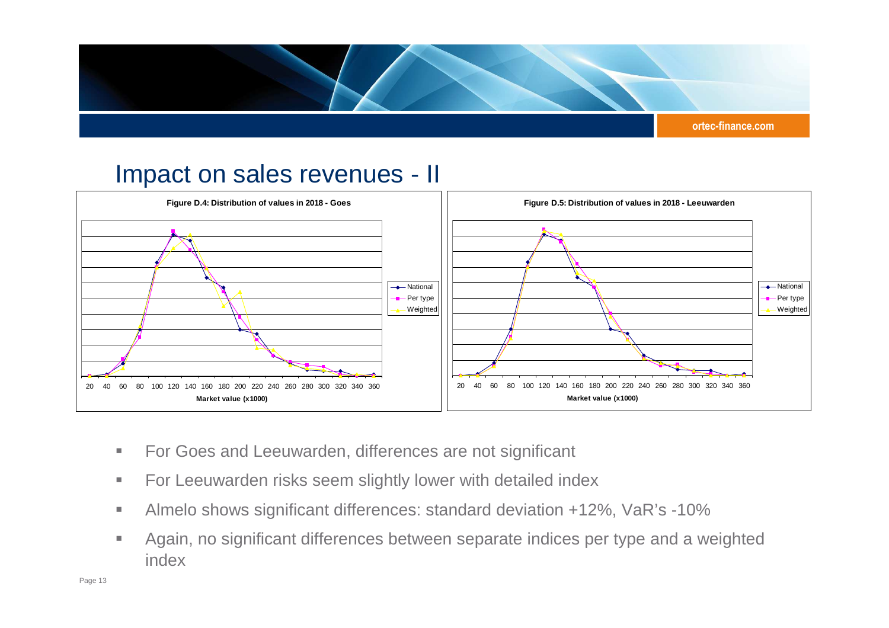# Impact on sales revenues - II

**Figure D.4: Distribution of values in 2018 - Goes**

**Figure D.5: Distribution of values in 2018 - Leeuwarden**

- For Goes and Leeuwarden, differences are not significant
- For Leeuwarden risks seem slightly lower with detailed index
- Almelo shows significant differences: standard deviation +12%, VaR's -10%
- Again, no significant differences between separate indices per type and a weighted index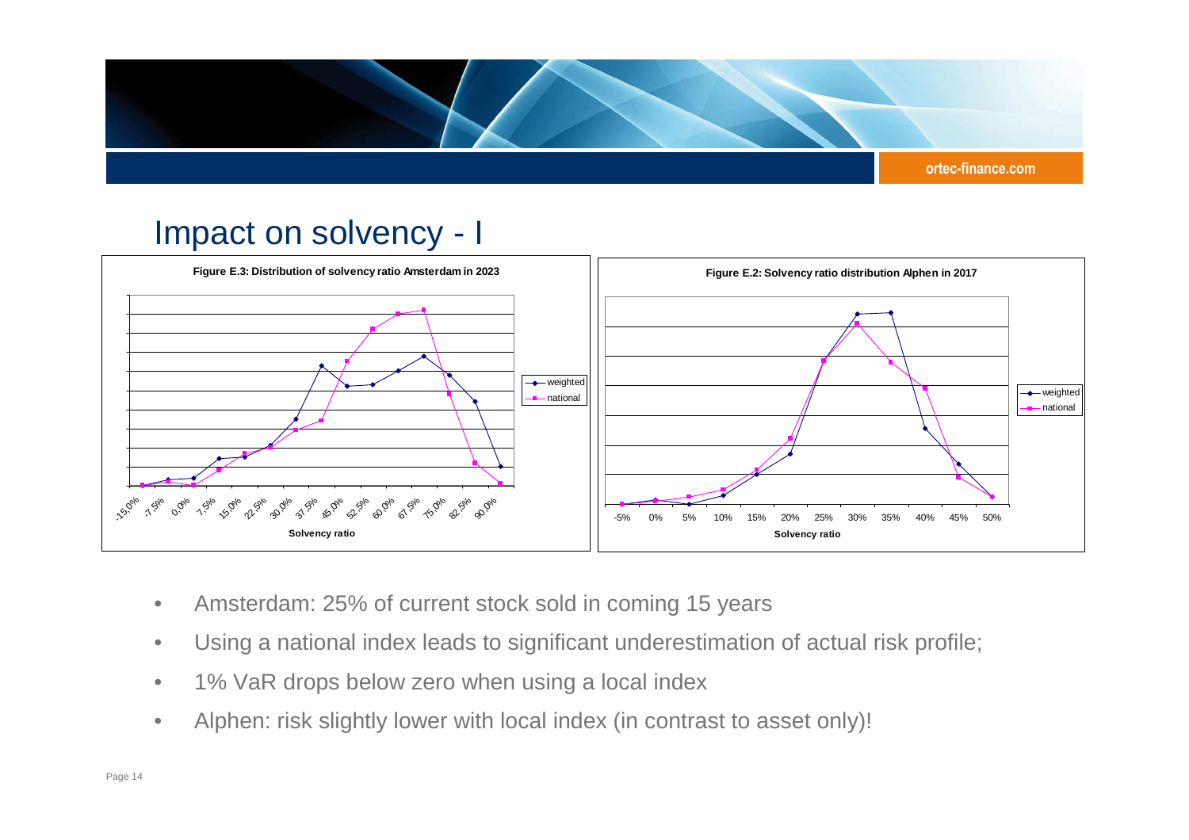# Impact on solvency - I

**Figure E.3: Distribution of solvency ratio Amsterdam in 2023**

Legend: weighted, national

Solvency ratio: -15,0%, -7,5%, 0,0%, 7,5%, 15,0%, 22,5%, 30,0%, 37,5%, 45,0%, 52,5%, 60,0%, 67,5%, 75,0%, 82,5%, 90,0%

**Figure E.2: Solvency ratio distribution Alphen in 2017**

Legend: weighted, national

Solvency ratio: -5%, 0%, 5%, 10%, 15%, 20%, 25%, 30%, 35%, 40%, 45%, 50%

- Amsterdam: 25% of current stock sold in coming 15 years
- Using a national index leads to significant underestimation of actual risk profile;
- 1% VaR drops below zero when using a local index
- Alphen: risk slightly lower with local index (in contrast to asset only)!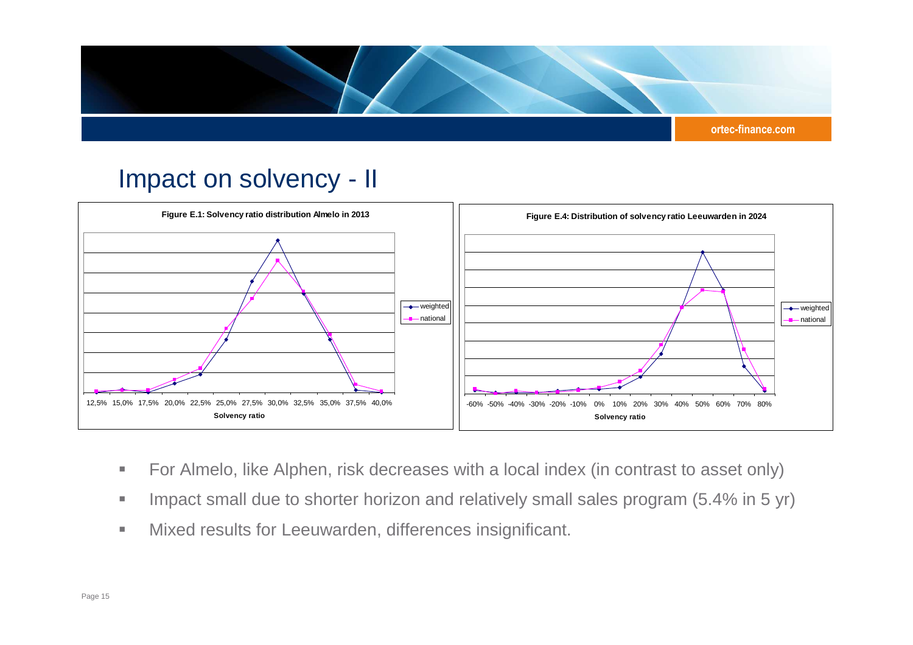# Impact on solvency - II

**Figure E.1: Solvency ratio distribution Almelo in 2013**

**Figure E.4: Distribution of solvency ratio Leeuwarden in 2024**

- For Almelo, like Alphen, risk decreases with a local index (in contrast to asset only)
- Impact small due to shorter horizon and relatively small sales program (5.4% in 5 yr)
- Mixed results for Leeuwarden, differences insignificant.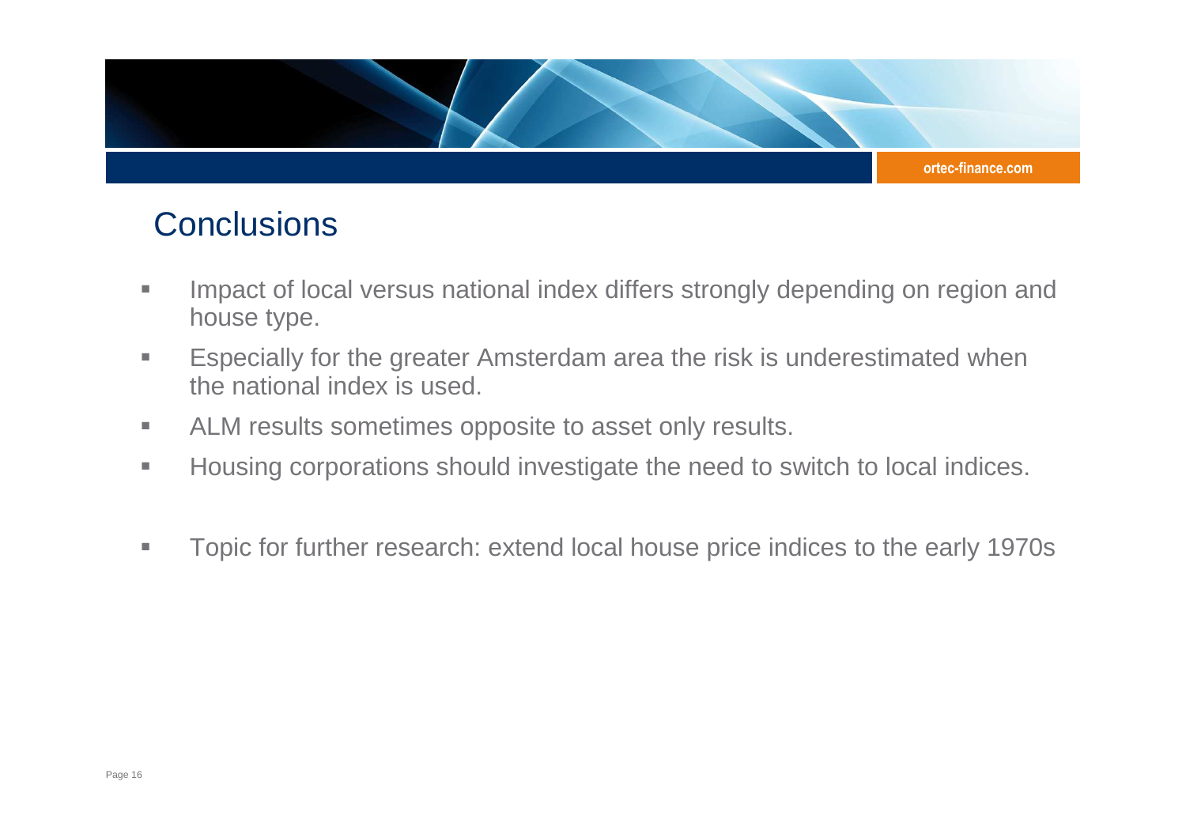## Conclusions

- Impact of local versus national index differs strongly depending on region and house type.
- Especially for the greater Amsterdam area the risk is underestimated when the national index is used.
- ALM results sometimes opposite to asset only results.
- Housing corporations should investigate the need to switch to local indices.

- Topic for further research: extend local house price indices to the early 1970s